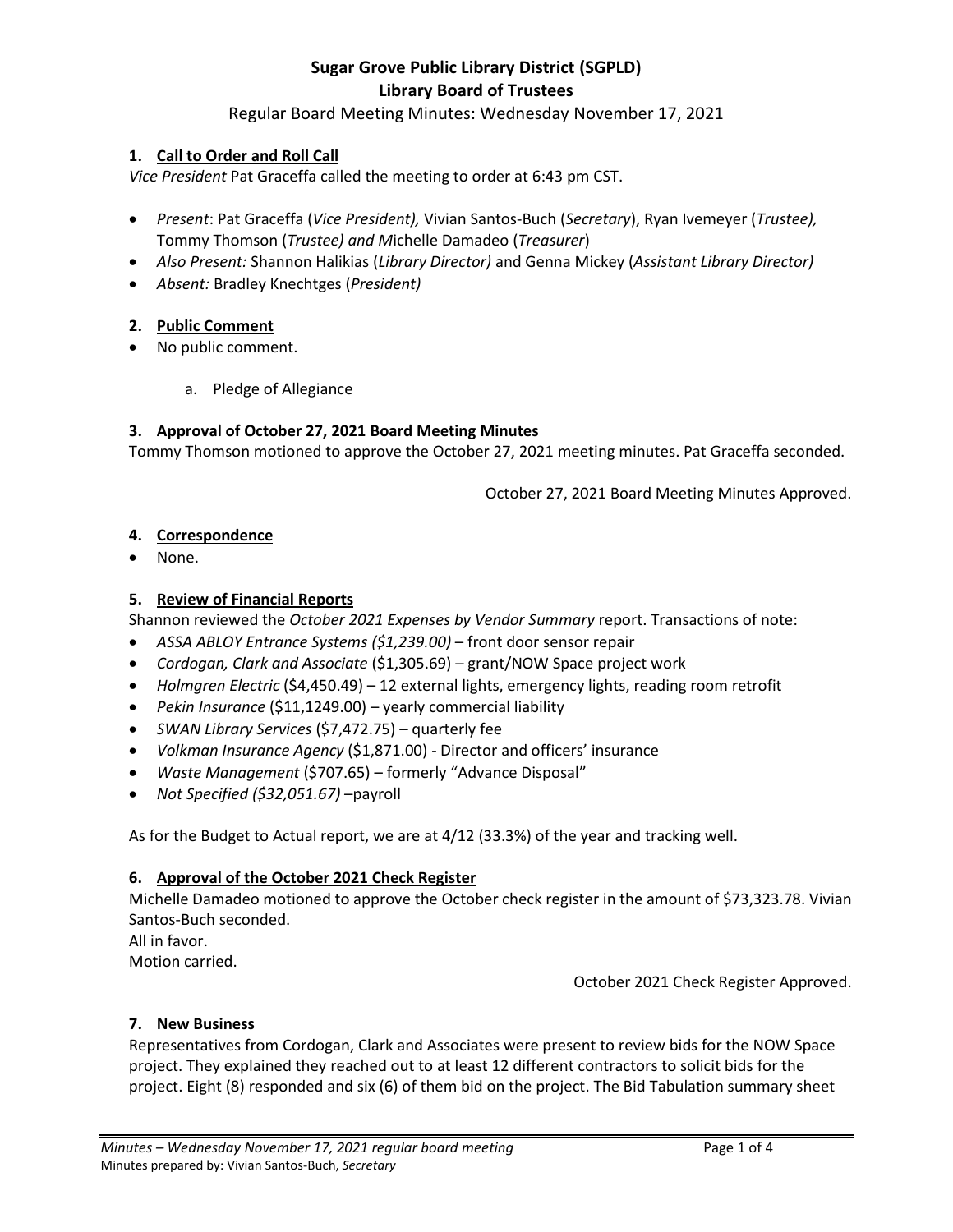# Sugar Grove Public Library District (SGPLD)
## Library Board of Trustees

Regular Board Meeting Minutes: Wednesday November 17, 2021

### 1. Call to Order and Roll Call

*Vice President* Pat Graceffa called the meeting to order at 6:43 pm CST.

- *Present*: Pat Graceffa (*Vice President),* Vivian Santos-Buch (*Secretary*), Ryan Ivemeyer (*Trustee),* Tommy Thomson (*Trustee) and M*ichelle Damadeo (*Treasurer*)
- *Also Present:* Shannon Halikias (*Library Director)* and Genna Mickey (*Assistant Library Director)*
- *Absent:* Bradley Knechtges (*President)*

### 2. Public Comment

- No public comment.
    a. Pledge of Allegiance

### 3. Approval of October 27, 2021 Board Meeting Minutes

Tommy Thomson motioned to approve the October 27, 2021 meeting minutes. Pat Graceffa seconded.

October 27, 2021 Board Meeting Minutes Approved.

### 4. Correspondence

- None.

### 5. Review of Financial Reports

Shannon reviewed the *October 2021 Expenses by Vendor Summary* report. Transactions of note:

- *ASSA ABLOY Entrance Systems ($1,239.00)* – front door sensor repair
- *Cordogan, Clark and Associate* ($1,305.69) – grant/NOW Space project work
- *Holmgren Electric* ($4,450.49) – 12 external lights, emergency lights, reading room retrofit
- *Pekin Insurance* ($11,1249.00) – yearly commercial liability
- *SWAN Library Services* ($7,472.75) – quarterly fee
- *Volkman Insurance Agency* ($1,871.00) - Director and officers' insurance
- *Waste Management* ($707.65) – formerly "Advance Disposal"
- *Not Specified ($32,051.67)* –payroll

As for the Budget to Actual report, we are at 4/12 (33.3%) of the year and tracking well.

### 6. Approval of the October 2021 Check Register

Michelle Damadeo motioned to approve the October check register in the amount of $73,323.78. Vivian Santos-Buch seconded.
All in favor.
Motion carried.

October 2021 Check Register Approved.

### 7. New Business

Representatives from Cordogan, Clark and Associates were present to review bids for the NOW Space project. They explained they reached out to at least 12 different contractors to solicit bids for the project. Eight (8) responded and six (6) of them bid on the project. The Bid Tabulation summary sheet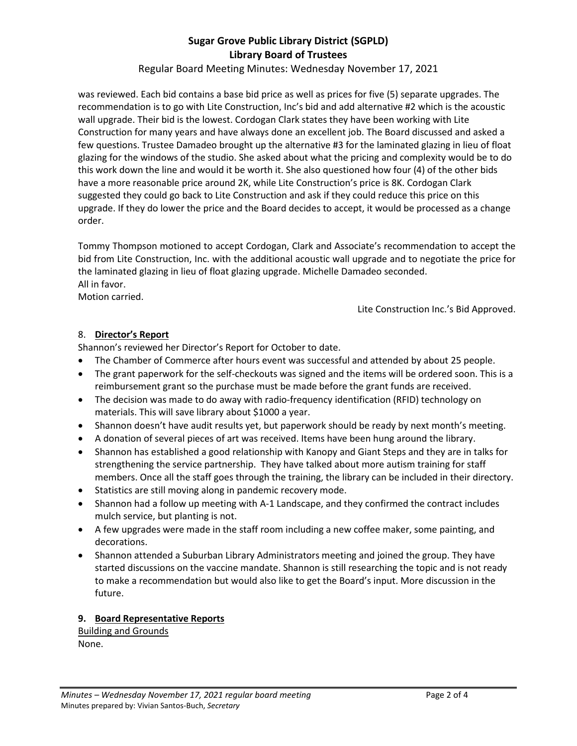was reviewed. Each bid contains a base bid price as well as prices for five (5) separate upgrades. The recommendation is to go with Lite Construction, Inc's bid and add alternative #2 which is the acoustic wall upgrade. Their bid is the lowest. Cordogan Clark states they have been working with Lite Construction for many years and have always done an excellent job. The Board discussed and asked a few questions. Trustee Damadeo brought up the alternative #3 for the laminated glazing in lieu of float glazing for the windows of the studio. She asked about what the pricing and complexity would be to do this work down the line and would it be worth it. She also questioned how four (4) of the other bids have a more reasonable price around 2K, while Lite Construction's price is 8K. Cordogan Clark suggested they could go back to Lite Construction and ask if they could reduce this price on this upgrade. If they do lower the price and the Board decides to accept, it would be processed as a change order.

Tommy Thompson motioned to accept Cordogan, Clark and Associate's recommendation to accept the bid from Lite Construction, Inc. with the additional acoustic wall upgrade and to negotiate the price for the laminated glazing in lieu of float glazing upgrade. Michelle Damadeo seconded.
All in favor.
Motion carried.

Lite Construction Inc.'s Bid Approved.

8. **Director's Report**

Shannon's reviewed her Director's Report for October to date.

- The Chamber of Commerce after hours event was successful and attended by about 25 people.
- The grant paperwork for the self-checkouts was signed and the items will be ordered soon. This is a reimbursement grant so the purchase must be made before the grant funds are received.
- The decision was made to do away with radio-frequency identification (RFID) technology on materials. This will save library about $1000 a year.
- Shannon doesn't have audit results yet, but paperwork should be ready by next month's meeting.
- A donation of several pieces of art was received. Items have been hung around the library.
- Shannon has established a good relationship with Kanopy and Giant Steps and they are in talks for strengthening the service partnership. They have talked about more autism training for staff members. Once all the staff goes through the training, the library can be included in their directory.
- Statistics are still moving along in pandemic recovery mode.
- Shannon had a follow up meeting with A-1 Landscape, and they confirmed the contract includes mulch service, but planting is not.
- A few upgrades were made in the staff room including a new coffee maker, some painting, and decorations.
- Shannon attended a Suburban Library Administrators meeting and joined the group. They have started discussions on the vaccine mandate. Shannon is still researching the topic and is not ready to make a recommendation but would also like to get the Board's input. More discussion in the future.

**9. Board Representative Reports**

Building and Grounds

None.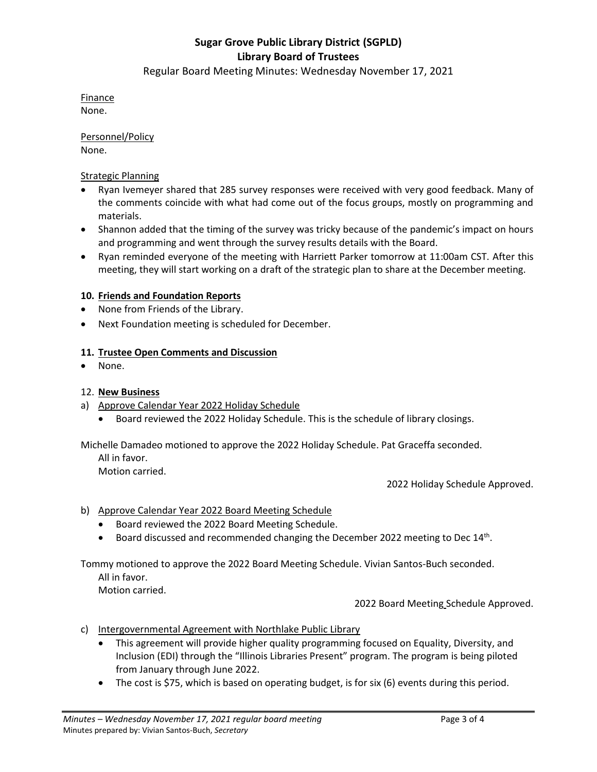Finance
None.

Personnel/Policy
None.

Strategic Planning

- Ryan Ivemeyer shared that 285 survey responses were received with very good feedback. Many of the comments coincide with what had come out of the focus groups, mostly on programming and materials.
- Shannon added that the timing of the survey was tricky because of the pandemic's impact on hours and programming and went through the survey results details with the Board.
- Ryan reminded everyone of the meeting with Harriett Parker tomorrow at 11:00am CST. After this meeting, they will start working on a draft of the strategic plan to share at the December meeting.

**10. Friends and Foundation Reports**

- None from Friends of the Library.
- Next Foundation meeting is scheduled for December.

**11. Trustee Open Comments and Discussion**

- None.

12. **New Business**

a) Approve Calendar Year 2022 Holiday Schedule
   - Board reviewed the 2022 Holiday Schedule. This is the schedule of library closings.

Michelle Damadeo motioned to approve the 2022 Holiday Schedule. Pat Graceffa seconded.
All in favor.
Motion carried.

2022 Holiday Schedule Approved.

b) Approve Calendar Year 2022 Board Meeting Schedule
   - Board reviewed the 2022 Board Meeting Schedule.
   - Board discussed and recommended changing the December 2022 meeting to Dec 14th.

Tommy motioned to approve the 2022 Board Meeting Schedule. Vivian Santos-Buch seconded.
All in favor.
Motion carried.

2022 Board Meeting Schedule Approved.

c) Intergovernmental Agreement with Northlake Public Library
   - This agreement will provide higher quality programming focused on Equality, Diversity, and Inclusion (EDI) through the "Illinois Libraries Present" program. The program is being piloted from January through June 2022.
   - The cost is $75, which is based on operating budget, is for six (6) events during this period.

*Minutes – Wednesday November 17, 2021 regular board meeting*
Minutes prepared by: Vivian Santos-Buch, *Secretary*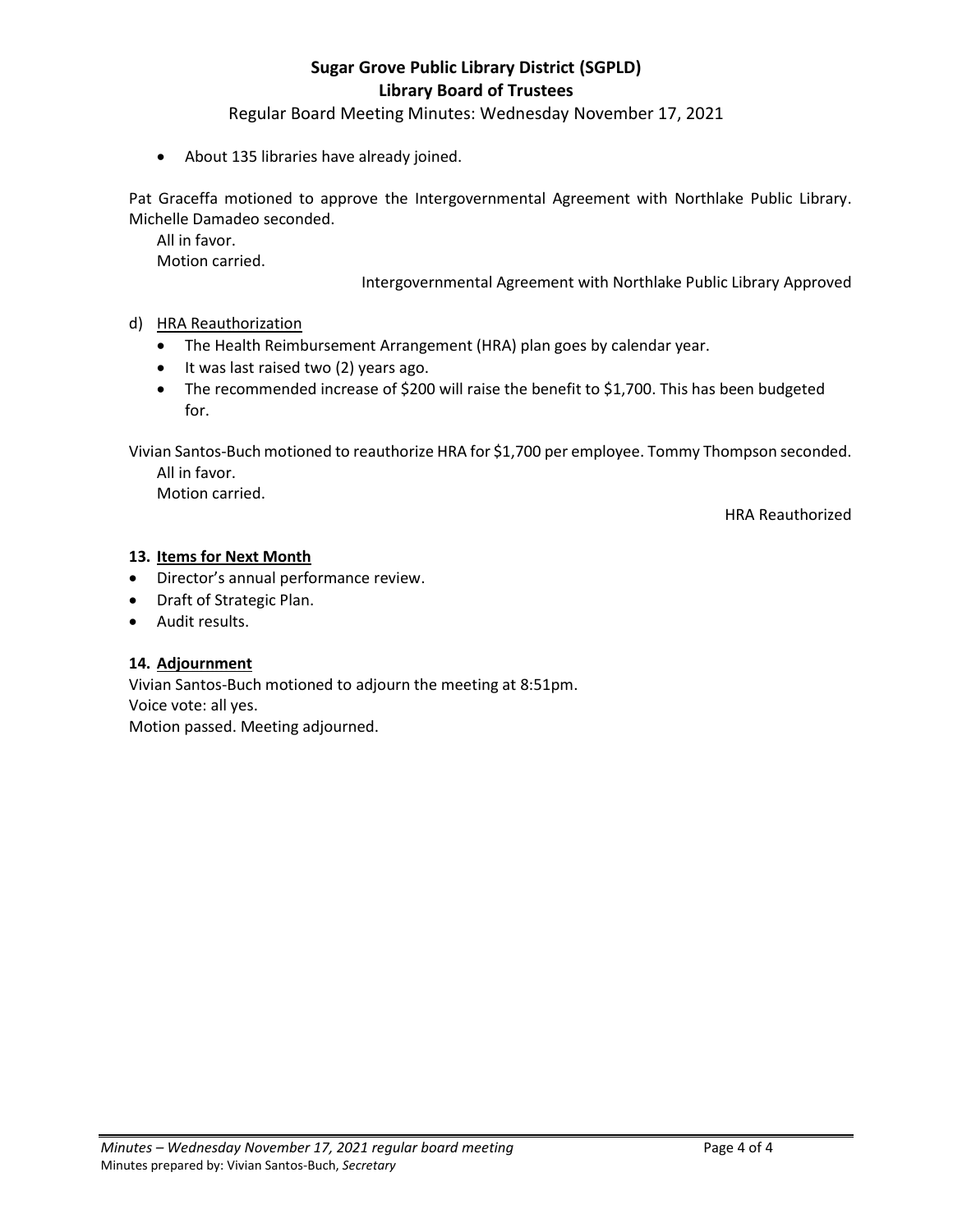- About 135 libraries have already joined.

Pat Graceffa motioned to approve the Intergovernmental Agreement with Northlake Public Library. Michelle Damadeo seconded.

All in favor.
Motion carried.

Intergovernmental Agreement with Northlake Public Library Approved

d) <u>HRA Reauthorization</u>
   - The Health Reimbursement Arrangement (HRA) plan goes by calendar year.
   - It was last raised two (2) years ago.
   - The recommended increase of $200 will raise the benefit to $1,700. This has been budgeted for.

Vivian Santos-Buch motioned to reauthorize HRA for $1,700 per employee. Tommy Thompson seconded.

All in favor.
Motion carried.

HRA Reauthorized

### 13. Items for Next Month

- Director's annual performance review.
- Draft of Strategic Plan.
- Audit results.

### 14. Adjournment

Vivian Santos-Buch motioned to adjourn the meeting at 8:51pm.
Voice vote: all yes.
Motion passed. Meeting adjourned.